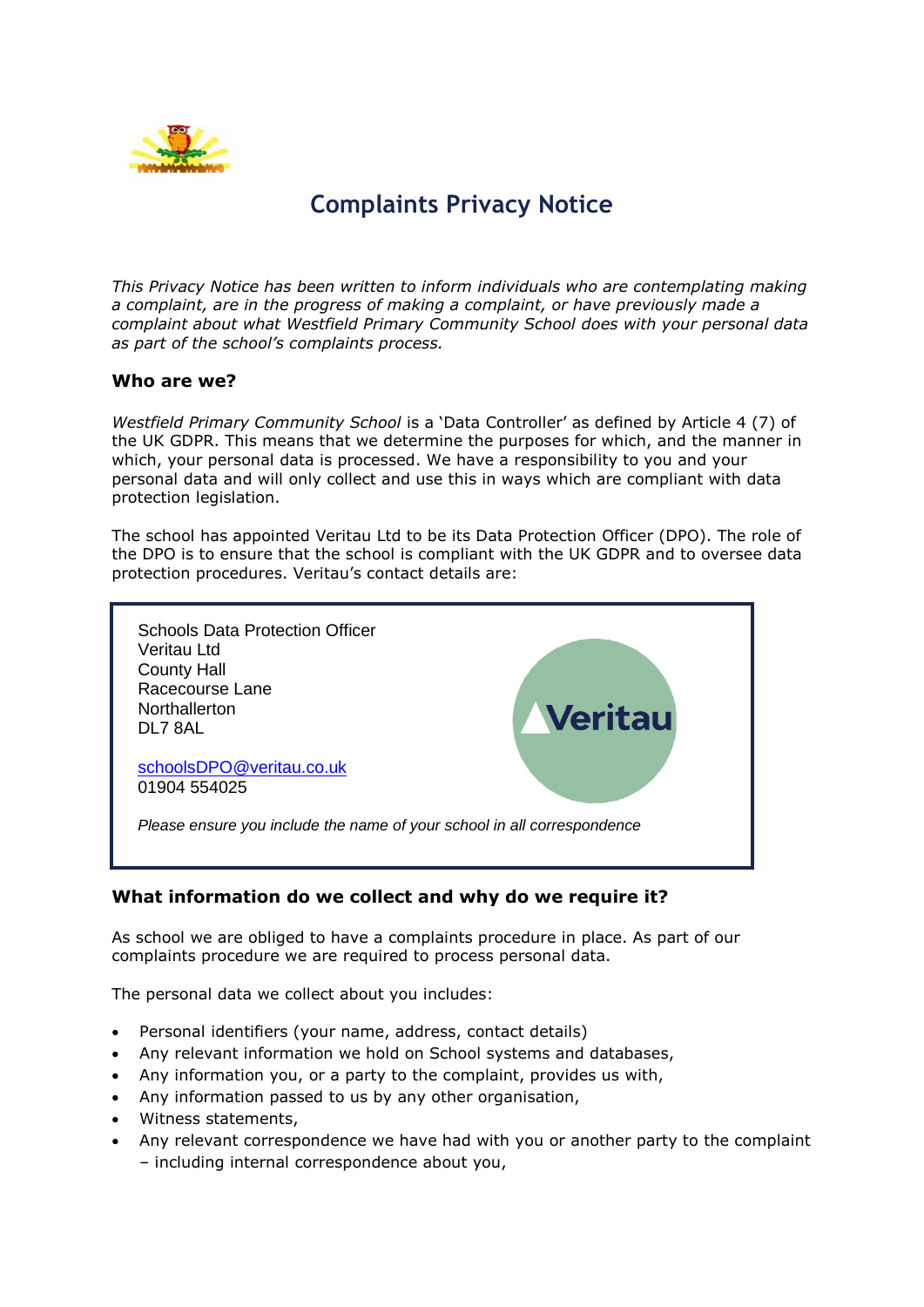# Complaints Privacy Notice

*This Privacy Notice has been written to inform individuals who are contemplating making a complaint, are in the progress of making a complaint, or have previously made a complaint about what Westfield Primary Community School does with your personal data as part of the school's complaints process.*

## Who are we?

*Westfield Primary Community School* is a 'Data Controller' as defined by Article 4 (7) of the UK GDPR. This means that we determine the purposes for which, and the manner in which, your personal data is processed. We have a responsibility to you and your personal data and will only collect and use this in ways which are compliant with data protection legislation.

The school has appointed Veritau Ltd to be its Data Protection Officer (DPO). The role of the DPO is to ensure that the school is compliant with the UK GDPR and to oversee data protection procedures. Veritau's contact details are:

Schools Data Protection Officer
Veritau Ltd
County Hall
Racecourse Lane
Northallerton
DL7 8AL

schoolsDPO@veritau.co.uk
01904 554025

*Please ensure you include the name of your school in all correspondence*

## What information do we collect and why do we require it?

As school we are obliged to have a complaints procedure in place. As part of our complaints procedure we are required to process personal data.

The personal data we collect about you includes:

- Personal identifiers (your name, address, contact details)
- Any relevant information we hold on School systems and databases,
- Any information you, or a party to the complaint, provides us with,
- Any information passed to us by any other organisation,
- Witness statements,
- Any relevant correspondence we have had with you or another party to the complaint – including internal correspondence about you,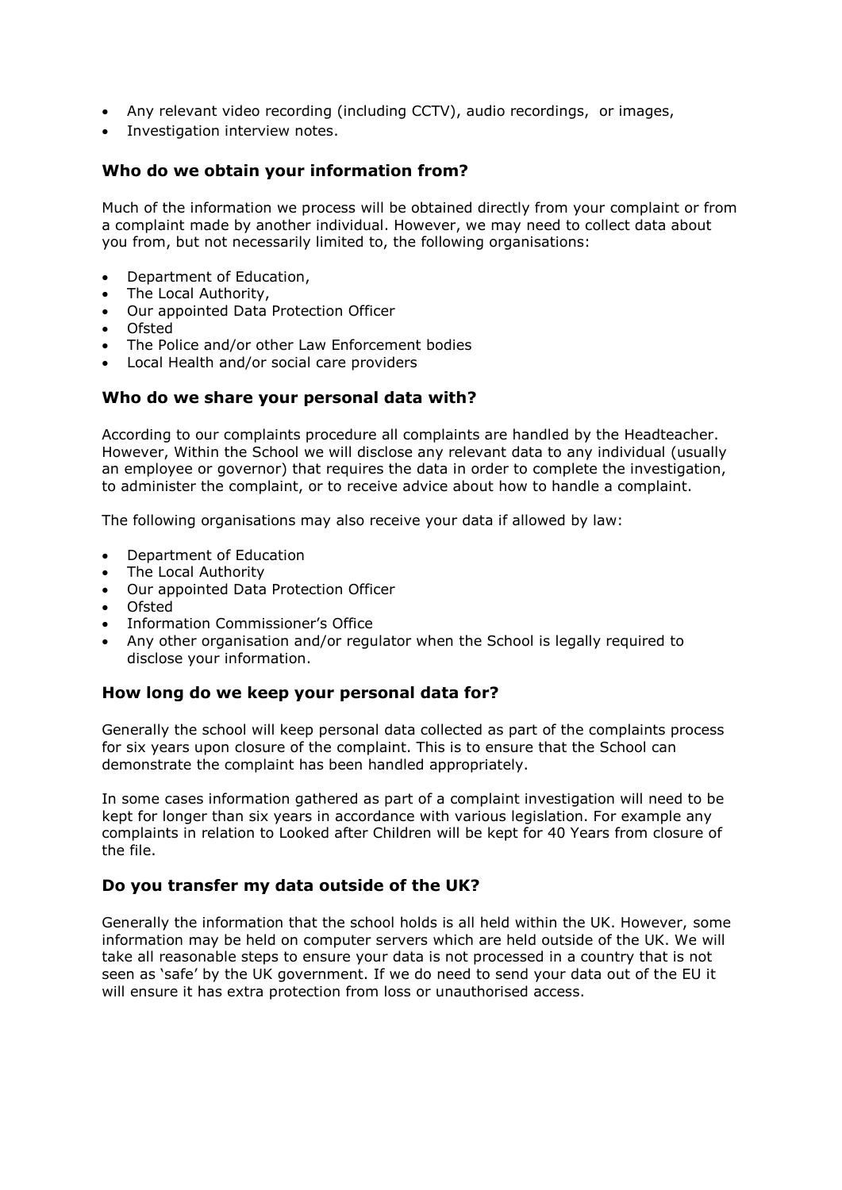- Any relevant video recording (including CCTV), audio recordings, or images,
- Investigation interview notes.

### Who do we obtain your information from?

Much of the information we process will be obtained directly from your complaint or from a complaint made by another individual. However, we may need to collect data about you from, but not necessarily limited to, the following organisations:

- Department of Education,
- The Local Authority,
- Our appointed Data Protection Officer
- Ofsted
- The Police and/or other Law Enforcement bodies
- Local Health and/or social care providers

### Who do we share your personal data with?

According to our complaints procedure all complaints are handled by the Headteacher. However, Within the School we will disclose any relevant data to any individual (usually an employee or governor) that requires the data in order to complete the investigation, to administer the complaint, or to receive advice about how to handle a complaint.

The following organisations may also receive your data if allowed by law:

- Department of Education
- The Local Authority
- Our appointed Data Protection Officer
- Ofsted
- Information Commissioner's Office
- Any other organisation and/or regulator when the School is legally required to disclose your information.

### How long do we keep your personal data for?

Generally the school will keep personal data collected as part of the complaints process for six years upon closure of the complaint. This is to ensure that the School can demonstrate the complaint has been handled appropriately.

In some cases information gathered as part of a complaint investigation will need to be kept for longer than six years in accordance with various legislation. For example any complaints in relation to Looked after Children will be kept for 40 Years from closure of the file.

### Do you transfer my data outside of the UK?

Generally the information that the school holds is all held within the UK. However, some information may be held on computer servers which are held outside of the UK. We will take all reasonable steps to ensure your data is not processed in a country that is not seen as 'safe' by the UK government. If we do need to send your data out of the EU it will ensure it has extra protection from loss or unauthorised access.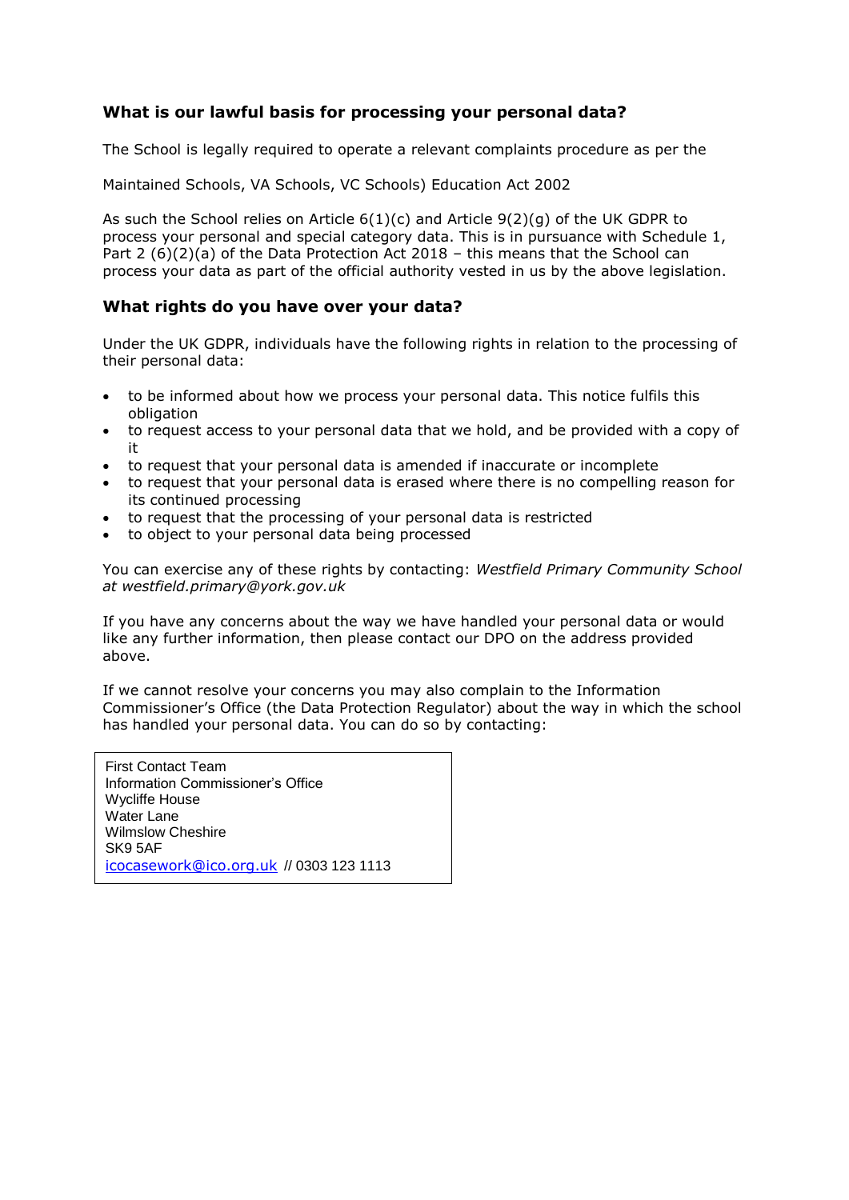### What is our lawful basis for processing your personal data?

The School is legally required to operate a relevant complaints procedure as per the

Maintained Schools, VA Schools, VC Schools) Education Act 2002

As such the School relies on Article 6(1)(c) and Article 9(2)(g) of the UK GDPR to process your personal and special category data. This is in pursuance with Schedule 1, Part 2 (6)(2)(a) of the Data Protection Act 2018 – this means that the School can process your data as part of the official authority vested in us by the above legislation.

### What rights do you have over your data?

Under the UK GDPR, individuals have the following rights in relation to the processing of their personal data:

- to be informed about how we process your personal data. This notice fulfils this obligation
- to request access to your personal data that we hold, and be provided with a copy of it
- to request that your personal data is amended if inaccurate or incomplete
- to request that your personal data is erased where there is no compelling reason for its continued processing
- to request that the processing of your personal data is restricted
- to object to your personal data being processed

You can exercise any of these rights by contacting: *Westfield Primary Community School at westfield.primary@york.gov.uk*

If you have any concerns about the way we have handled your personal data or would like any further information, then please contact our DPO on the address provided above.

If we cannot resolve your concerns you may also complain to the Information Commissioner's Office (the Data Protection Regulator) about the way in which the school has handled your personal data. You can do so by contacting:

First Contact Team
Information Commissioner's Office
Wycliffe House
Water Lane
Wilmslow Cheshire
SK9 5AF
icocasework@ico.org.uk // 0303 123 1113